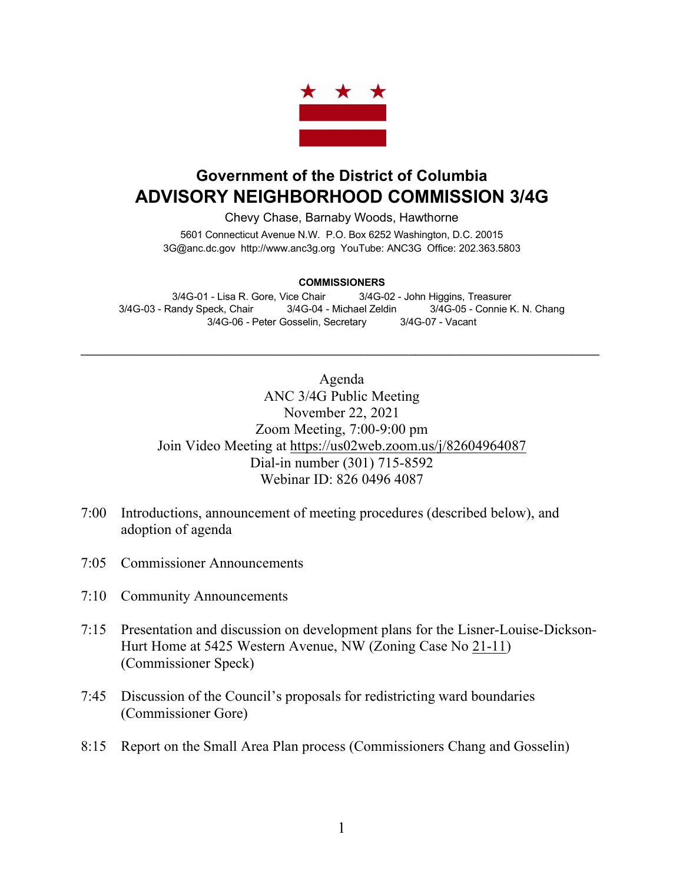## Government of the District of Columbia

# ADVISORY NEIGHBORHOOD COMMISSION 3/4G

Chevy Chase, Barnaby Woods, Hawthorne

5601 Connecticut Avenue N.W. P.O. Box 6252 Washington, D.C. 20015
3G@anc.dc.gov http://www.anc3g.org YouTube: ANC3G Office: 202.363.5803

**COMMISSIONERS**

3/4G-01 - Lisa R. Gore, Vice Chair 3/4G-02 - John Higgins, Treasurer
3/4G-03 - Randy Speck, Chair 3/4G-04 - Michael Zeldin 3/4G-05 - Connie K. N. Chang
3/4G-06 - Peter Gosselin, Secretary 3/4G-07 - Vacant

---

Agenda
ANC 3/4G Public Meeting
November 22, 2021
Zoom Meeting, 7:00-9:00 pm
Join Video Meeting at https://us02web.zoom.us/j/82604964087
Dial-in number (301) 715-8592
Webinar ID: 826 0496 4087

7:00 Introductions, announcement of meeting procedures (described below), and adoption of agenda

7:05 Commissioner Announcements

7:10 Community Announcements

7:15 Presentation and discussion on development plans for the Lisner-Louise-Dickson-Hurt Home at 5425 Western Avenue, NW (Zoning Case No 21-11) (Commissioner Speck)

7:45 Discussion of the Council's proposals for redistricting ward boundaries (Commissioner Gore)

8:15 Report on the Small Area Plan process (Commissioners Chang and Gosselin)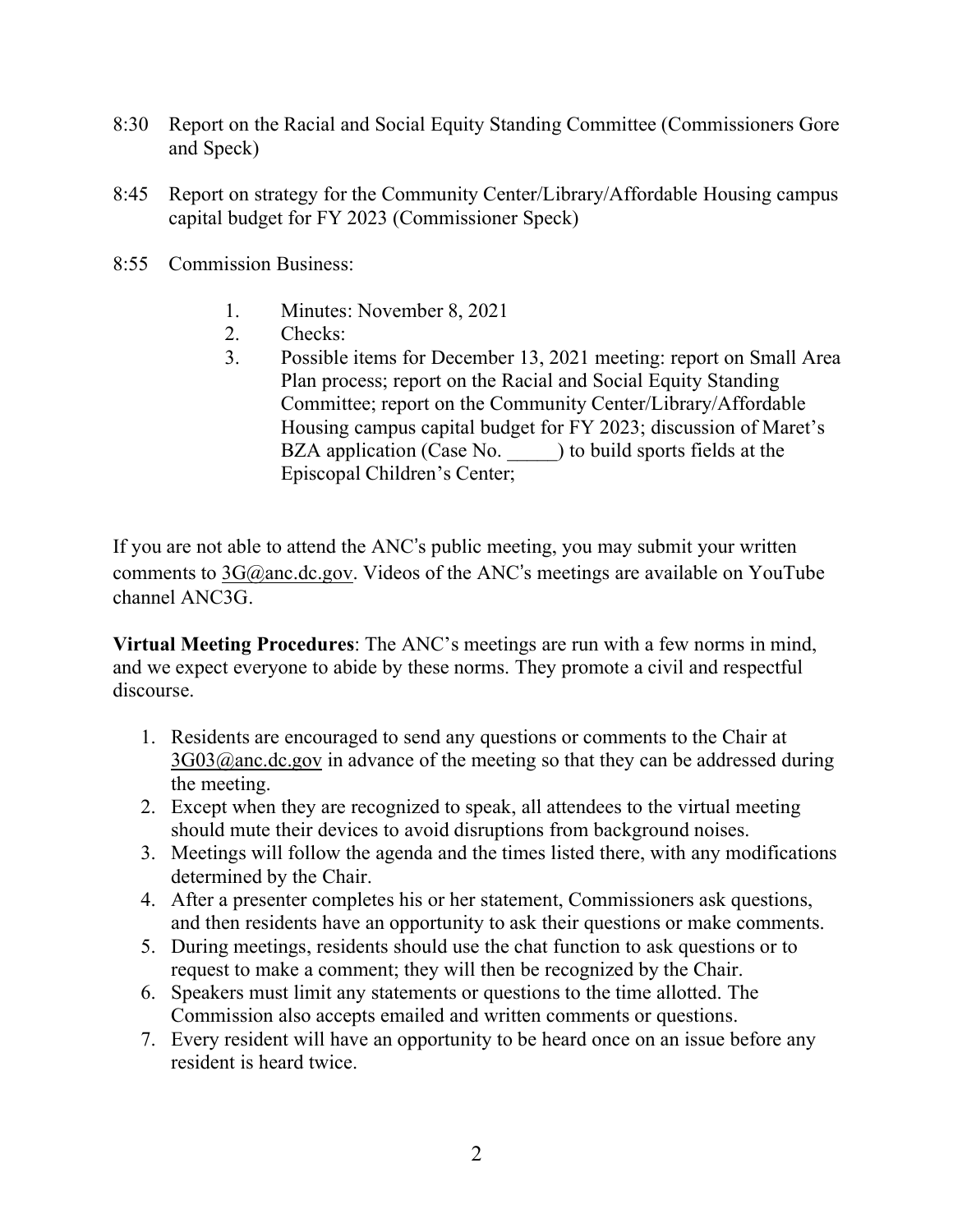8:30 Report on the Racial and Social Equity Standing Committee (Commissioners Gore and Speck)

8:45 Report on strategy for the Community Center/Library/Affordable Housing campus capital budget for FY 2023 (Commissioner Speck)

8:55 Commission Business:

1. Minutes: November 8, 2021
2. Checks:
3. Possible items for December 13, 2021 meeting: report on Small Area Plan process; report on the Racial and Social Equity Standing Committee; report on the Community Center/Library/Affordable Housing campus capital budget for FY 2023; discussion of Maret's BZA application (Case No. _____) to build sports fields at the Episcopal Children's Center;

If you are not able to attend the ANC's public meeting, you may submit your written comments to 3G@anc.dc.gov. Videos of the ANC's meetings are available on YouTube channel ANC3G.

**Virtual Meeting Procedures**: The ANC's meetings are run with a few norms in mind, and we expect everyone to abide by these norms. They promote a civil and respectful discourse.

1. Residents are encouraged to send any questions or comments to the Chair at 3G03@anc.dc.gov in advance of the meeting so that they can be addressed during the meeting.
2. Except when they are recognized to speak, all attendees to the virtual meeting should mute their devices to avoid disruptions from background noises.
3. Meetings will follow the agenda and the times listed there, with any modifications determined by the Chair.
4. After a presenter completes his or her statement, Commissioners ask questions, and then residents have an opportunity to ask their questions or make comments.
5. During meetings, residents should use the chat function to ask questions or to request to make a comment; they will then be recognized by the Chair.
6. Speakers must limit any statements or questions to the time allotted. The Commission also accepts emailed and written comments or questions.
7. Every resident will have an opportunity to be heard once on an issue before any resident is heard twice.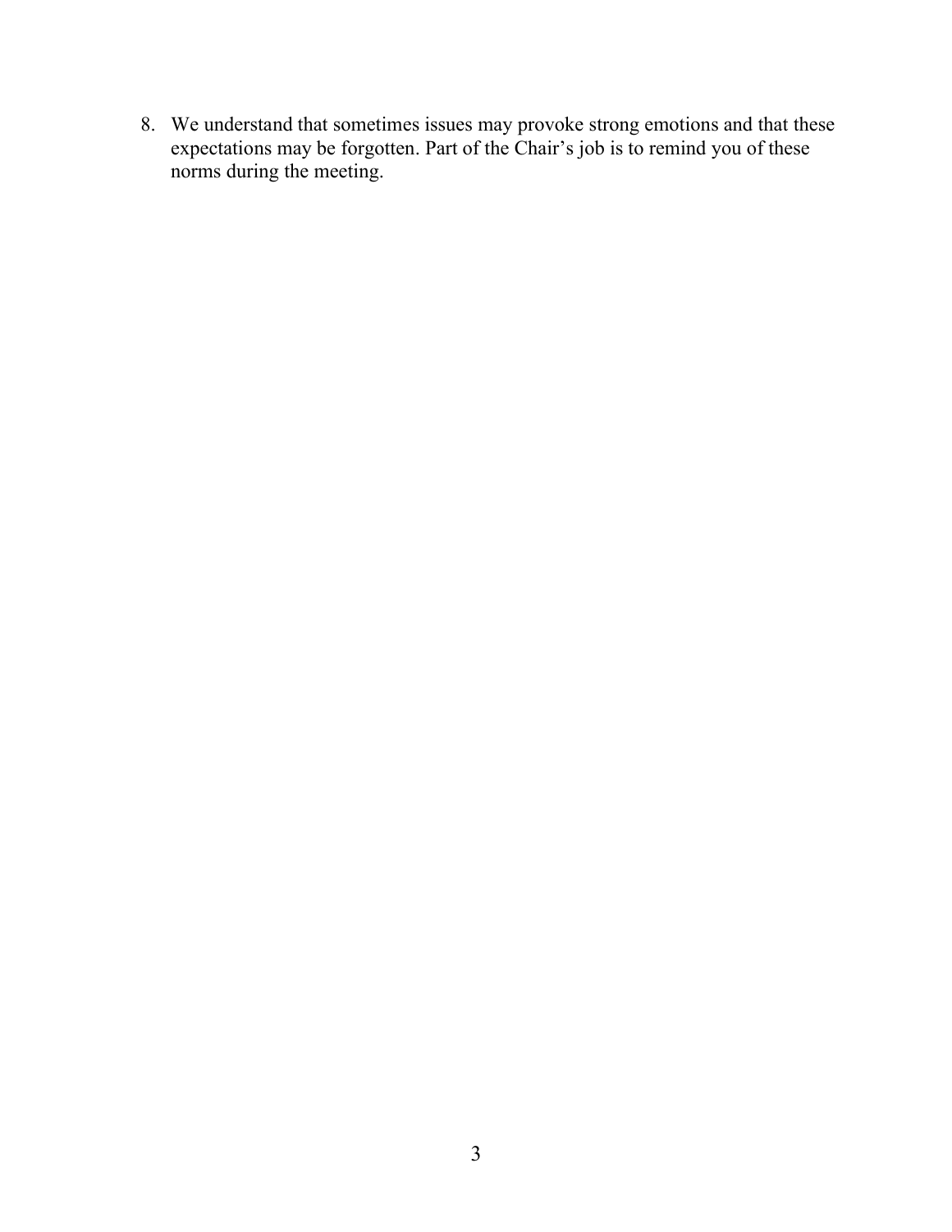8. We understand that sometimes issues may provoke strong emotions and that these expectations may be forgotten. Part of the Chair’s job is to remind you of these norms during the meeting.